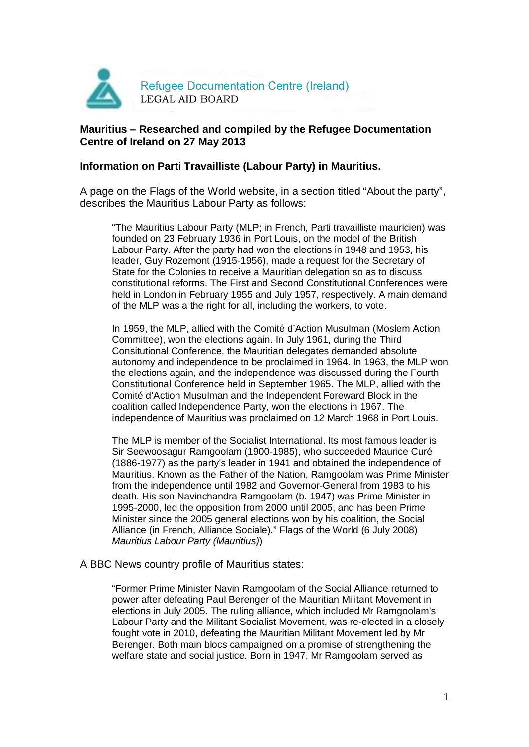Refugee Documentation Centre (Ireland)
LEGAL AID BOARD

**Mauritius – Researched and compiled by the Refugee Documentation Centre of Ireland on 27 May 2013**

**Information on Parti Travailliste (Labour Party) in Mauritius.**

A page on the Flags of the World website, in a section titled "About the party", describes the Mauritius Labour Party as follows:

> "The Mauritius Labour Party (MLP; in French, Parti travailliste mauricien) was founded on 23 February 1936 in Port Louis, on the model of the British Labour Party. After the party had won the elections in 1948 and 1953, his leader, Guy Rozemont (1915-1956), made a request for the Secretary of State for the Colonies to receive a Mauritian delegation so as to discuss constitutional reforms. The First and Second Constitutional Conferences were held in London in February 1955 and July 1957, respectively. A main demand of the MLP was a the right for all, including the workers, to vote.
>
> In 1959, the MLP, allied with the Comité d'Action Musulman (Moslem Action Committee), won the elections again. In July 1961, during the Third Consitutional Conference, the Mauritian delegates demanded absolute autonomy and independence to be proclaimed in 1964. In 1963, the MLP won the elections again, and the independence was discussed during the Fourth Constitutional Conference held in September 1965. The MLP, allied with the Comité d'Action Musulman and the Independent Foreward Block in the coalition called Independence Party, won the elections in 1967. The independence of Mauritius was proclaimed on 12 March 1968 in Port Louis.
>
> The MLP is member of the Socialist International. Its most famous leader is Sir Seewoosagur Ramgoolam (1900-1985), who succeeded Maurice Curé (1886-1977) as the party's leader in 1941 and obtained the independence of Mauritius. Known as the Father of the Nation, Ramgoolam was Prime Minister from the independence until 1982 and Governor-General from 1983 to his death. His son Navinchandra Ramgoolam (b. 1947) was Prime Minister in 1995-2000, led the opposition from 2000 until 2005, and has been Prime Minister since the 2005 general elections won by his coalition, the Social Alliance (in French, Alliance Sociale)." Flags of the World (6 July 2008) *Mauritius Labour Party (Mauritius)*)

A BBC News country profile of Mauritius states:

> "Former Prime Minister Navin Ramgoolam of the Social Alliance returned to power after defeating Paul Berenger of the Mauritian Militant Movement in elections in July 2005. The ruling alliance, which included Mr Ramgoolam's Labour Party and the Militant Socialist Movement, was re-elected in a closely fought vote in 2010, defeating the Mauritian Militant Movement led by Mr Berenger. Both main blocs campaigned on a promise of strengthening the welfare state and social justice. Born in 1947, Mr Ramgoolam served as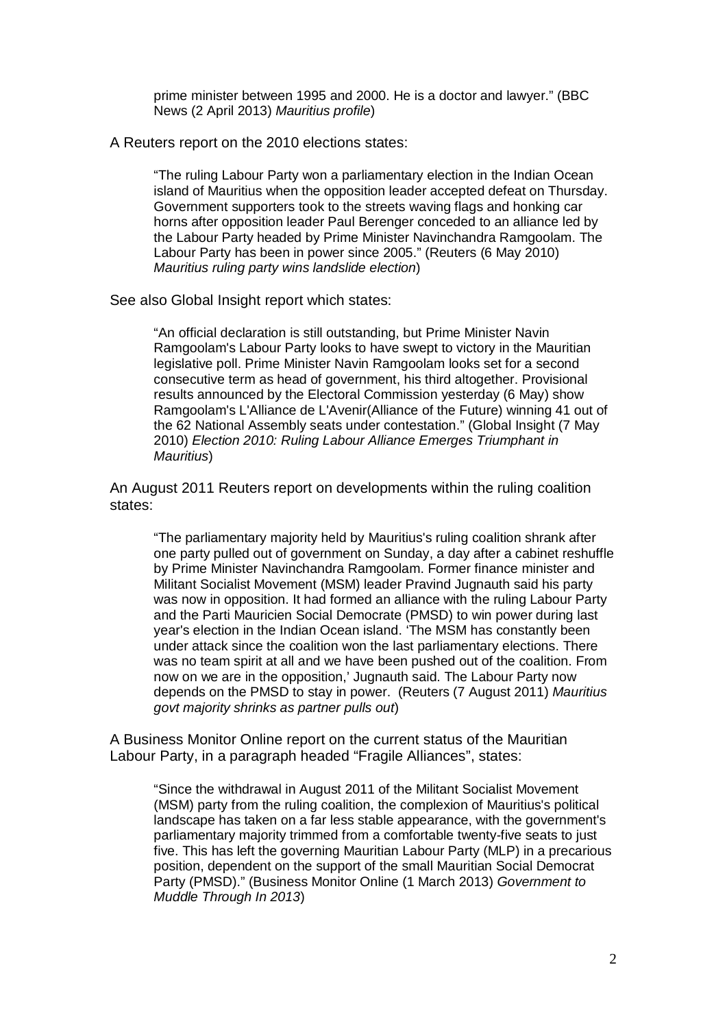prime minister between 1995 and 2000. He is a doctor and lawyer." (BBC News (2 April 2013) *Mauritius profile*)

A Reuters report on the 2010 elections states:

> "The ruling Labour Party won a parliamentary election in the Indian Ocean island of Mauritius when the opposition leader accepted defeat on Thursday. Government supporters took to the streets waving flags and honking car horns after opposition leader Paul Berenger conceded to an alliance led by the Labour Party headed by Prime Minister Navinchandra Ramgoolam. The Labour Party has been in power since 2005." (Reuters (6 May 2010) *Mauritius ruling party wins landslide election*)

See also Global Insight report which states:

> "An official declaration is still outstanding, but Prime Minister Navin Ramgoolam's Labour Party looks to have swept to victory in the Mauritian legislative poll. Prime Minister Navin Ramgoolam looks set for a second consecutive term as head of government, his third altogether. Provisional results announced by the Electoral Commission yesterday (6 May) show Ramgoolam's L'Alliance de L'Avenir(Alliance of the Future) winning 41 out of the 62 National Assembly seats under contestation." (Global Insight (7 May 2010) *Election 2010: Ruling Labour Alliance Emerges Triumphant in Mauritius*)

An August 2011 Reuters report on developments within the ruling coalition states:

> "The parliamentary majority held by Mauritius's ruling coalition shrank after one party pulled out of government on Sunday, a day after a cabinet reshuffle by Prime Minister Navinchandra Ramgoolam. Former finance minister and Militant Socialist Movement (MSM) leader Pravind Jugnauth said his party was now in opposition. It had formed an alliance with the ruling Labour Party and the Parti Mauricien Social Democrate (PMSD) to win power during last year's election in the Indian Ocean island. 'The MSM has constantly been under attack since the coalition won the last parliamentary elections. There was no team spirit at all and we have been pushed out of the coalition. From now on we are in the opposition,' Jugnauth said. The Labour Party now depends on the PMSD to stay in power. (Reuters (7 August 2011) *Mauritius govt majority shrinks as partner pulls out*)

A Business Monitor Online report on the current status of the Mauritian Labour Party, in a paragraph headed "Fragile Alliances", states:

> "Since the withdrawal in August 2011 of the Militant Socialist Movement (MSM) party from the ruling coalition, the complexion of Mauritius's political landscape has taken on a far less stable appearance, with the government's parliamentary majority trimmed from a comfortable twenty-five seats to just five. This has left the governing Mauritian Labour Party (MLP) in a precarious position, dependent on the support of the small Mauritian Social Democrat Party (PMSD)." (Business Monitor Online (1 March 2013) *Government to Muddle Through In 2013*)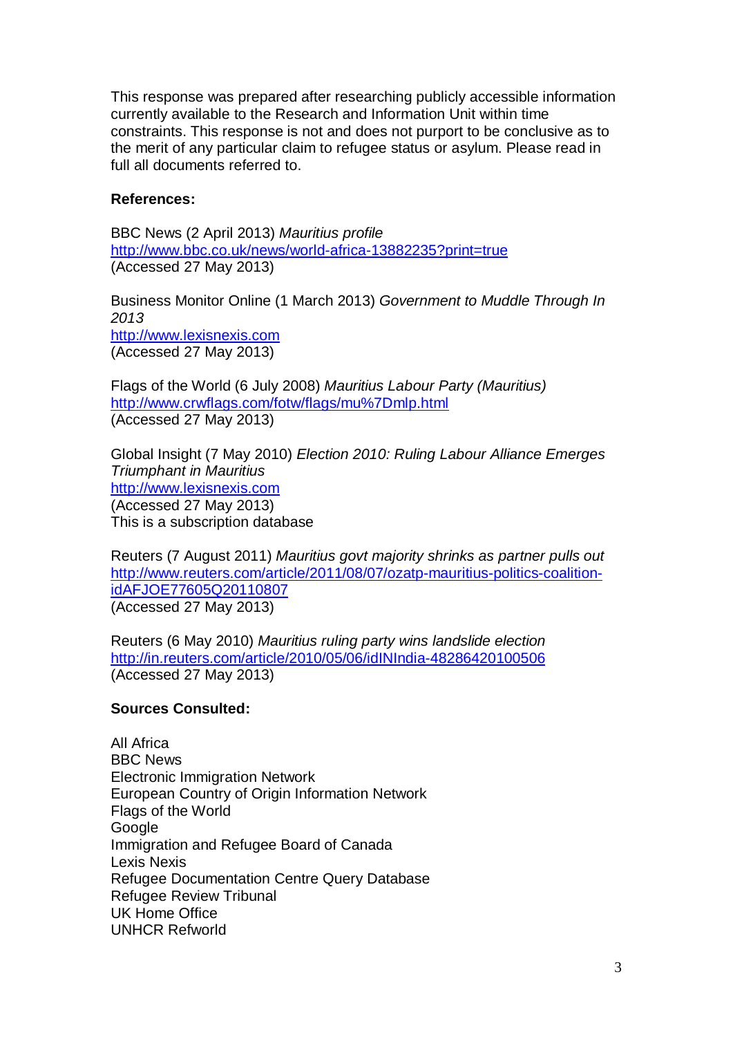This response was prepared after researching publicly accessible information currently available to the Research and Information Unit within time constraints. This response is not and does not purport to be conclusive as to the merit of any particular claim to refugee status or asylum. Please read in full all documents referred to.

**References:**

BBC News (2 April 2013) *Mauritius profile*
http://www.bbc.co.uk/news/world-africa-13882235?print=true
(Accessed 27 May 2013)

Business Monitor Online (1 March 2013) *Government to Muddle Through In 2013*
http://www.lexisnexis.com
(Accessed 27 May 2013)

Flags of the World (6 July 2008) *Mauritius Labour Party (Mauritius)*
http://www.crwflags.com/fotw/flags/mu%7Dmlp.html
(Accessed 27 May 2013)

Global Insight (7 May 2010) *Election 2010: Ruling Labour Alliance Emerges Triumphant in Mauritius*
http://www.lexisnexis.com
(Accessed 27 May 2013)
This is a subscription database

Reuters (7 August 2011) *Mauritius govt majority shrinks as partner pulls out*
http://www.reuters.com/article/2011/08/07/ozatp-mauritius-politics-coalition-idAFJOE77605Q20110807
(Accessed 27 May 2013)

Reuters (6 May 2010) *Mauritius ruling party wins landslide election*
http://in.reuters.com/article/2010/05/06/idINIndia-48286420100506
(Accessed 27 May 2013)

**Sources Consulted:**

All Africa
BBC News
Electronic Immigration Network
European Country of Origin Information Network
Flags of the World
Google
Immigration and Refugee Board of Canada
Lexis Nexis
Refugee Documentation Centre Query Database
Refugee Review Tribunal
UK Home Office
UNHCR Refworld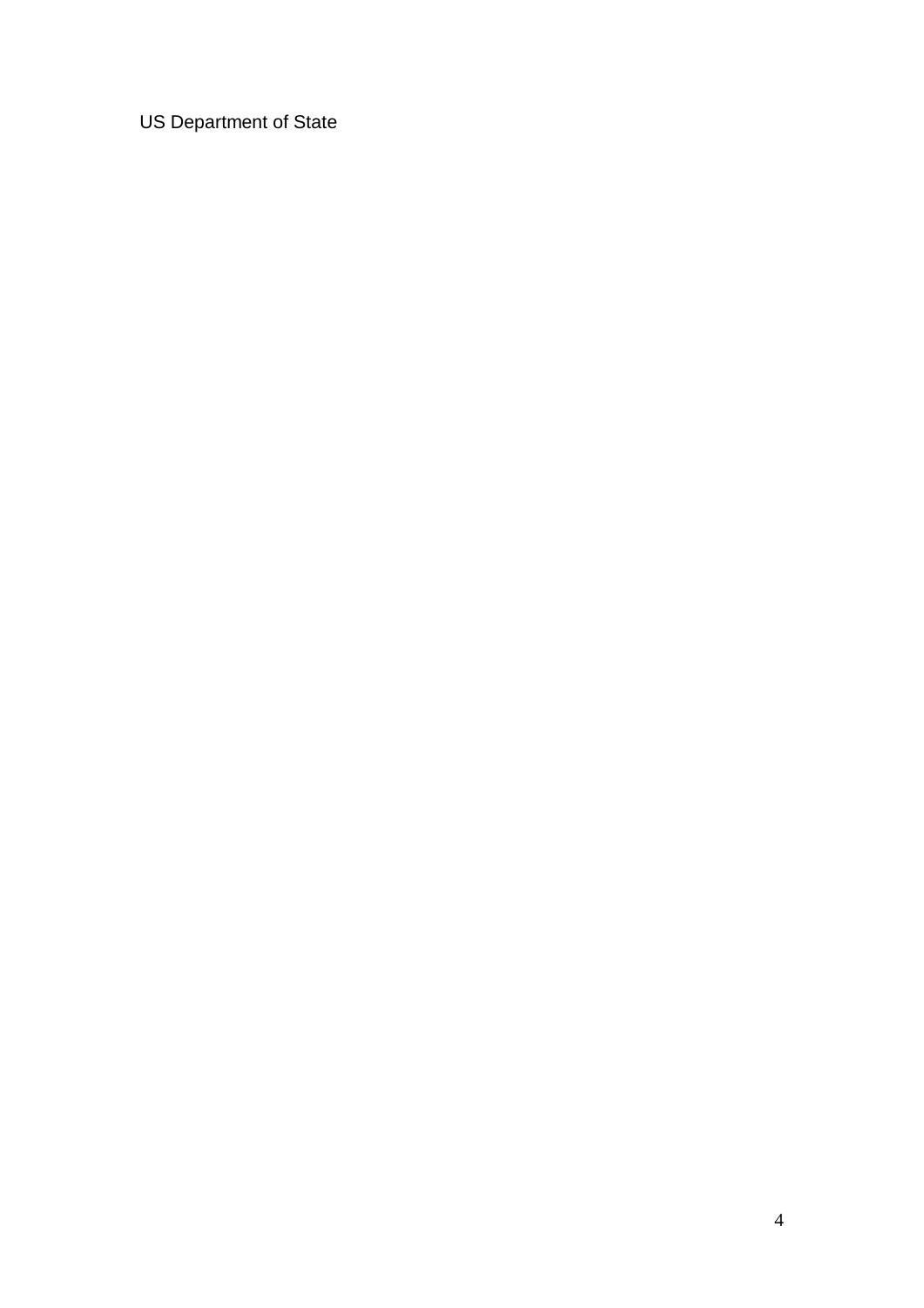US Department of State